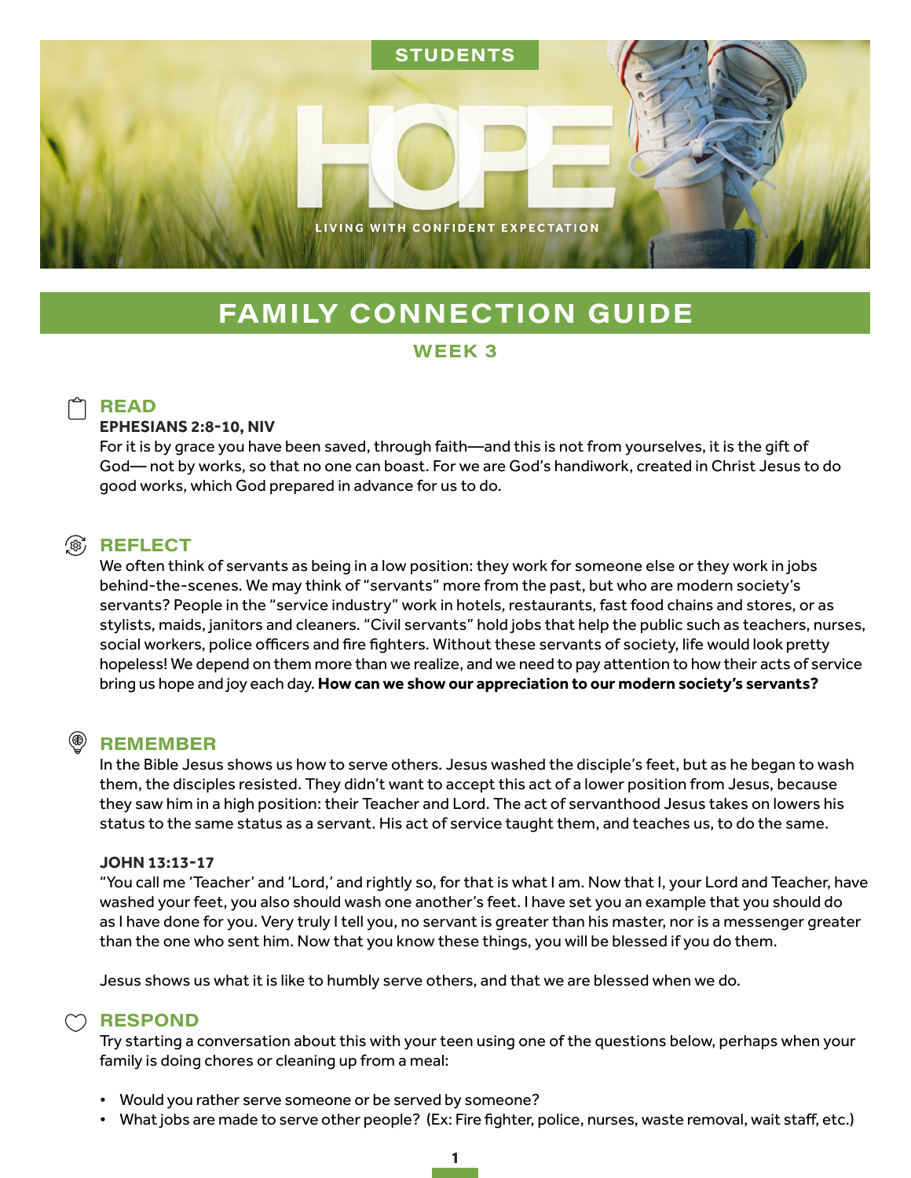STUDENTS

# HOPE

LIVING WITH CONFIDENT EXPECTATION

## FAMILY CONNECTION GUIDE

### WEEK 3

## READ

**EPHESIANS 2:8-10, NIV**

For it is by grace you have been saved, through faith—and this is not from yourselves, it is the gift of God— not by works, so that no one can boast. For we are God's handiwork, created in Christ Jesus to do good works, which God prepared in advance for us to do.

## REFLECT

We often think of servants as being in a low position: they work for someone else or they work in jobs behind-the-scenes. We may think of "servants" more from the past, but who are modern society's servants? People in the "service industry" work in hotels, restaurants, fast food chains and stores, or as stylists, maids, janitors and cleaners. "Civil servants" hold jobs that help the public such as teachers, nurses, social workers, police officers and fire fighters. Without these servants of society, life would look pretty hopeless! We depend on them more than we realize, and we need to pay attention to how their acts of service bring us hope and joy each day. **How can we show our appreciation to our modern society's servants?**

## REMEMBER

In the Bible Jesus shows us how to serve others. Jesus washed the disciple's feet, but as he began to wash them, the disciples resisted. They didn't want to accept this act of a lower position from Jesus, because they saw him in a high position: their Teacher and Lord. The act of servanthood Jesus takes on lowers his status to the same status as a servant. His act of service taught them, and teaches us, to do the same.

**JOHN 13:13-17**

"You call me 'Teacher' and 'Lord,' and rightly so, for that is what I am. Now that I, your Lord and Teacher, have washed your feet, you also should wash one another's feet. I have set you an example that you should do as I have done for you. Very truly I tell you, no servant is greater than his master, nor is a messenger greater than the one who sent him. Now that you know these things, you will be blessed if you do them.

Jesus shows us what it is like to humbly serve others, and that we are blessed when we do.

## RESPOND

Try starting a conversation about this with your teen using one of the questions below, perhaps when your family is doing chores or cleaning up from a meal:

- Would you rather serve someone or be served by someone?
- What jobs are made to serve other people? (Ex: Fire fighter, police, nurses, waste removal, wait staff, etc.)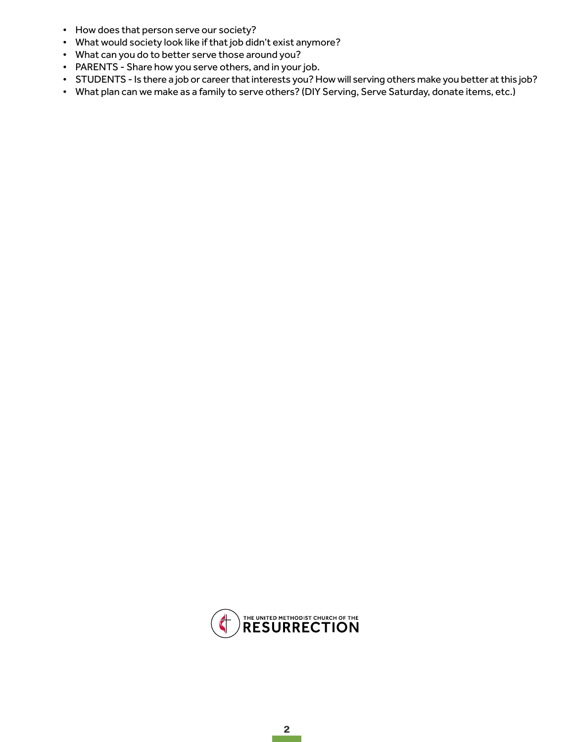- How does that person serve our society?
- What would society look like if that job didn't exist anymore?
- What can you do to better serve those around you?
- PARENTS - Share how you serve others, and in your job.
- STUDENTS - Is there a job or career that interests you? How will serving others make you better at this job?
- What plan can we make as a family to serve others? (DIY Serving, Serve Saturday, donate items, etc.)

THE UNITED METHODIST CHURCH OF THE RESURRECTION